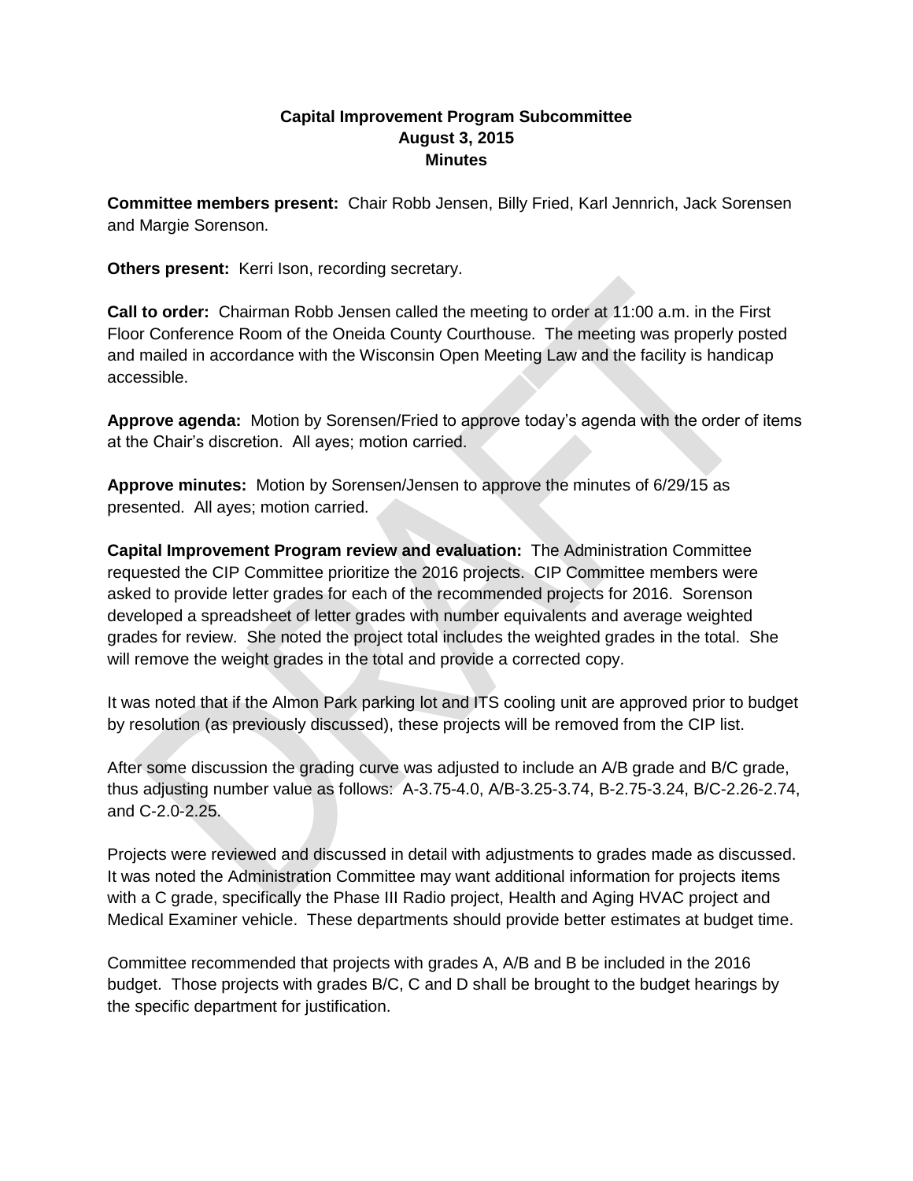**Capital Improvement Program Subcommittee**
**August 3, 2015**
**Minutes**

**Committee members present:** Chair Robb Jensen, Billy Fried, Karl Jennrich, Jack Sorensen and Margie Sorenson.

**Others present:** Kerri Ison, recording secretary.

**Call to order:** Chairman Robb Jensen called the meeting to order at 11:00 a.m. in the First Floor Conference Room of the Oneida County Courthouse. The meeting was properly posted and mailed in accordance with the Wisconsin Open Meeting Law and the facility is handicap accessible.

**Approve agenda:** Motion by Sorensen/Fried to approve today's agenda with the order of items at the Chair's discretion. All ayes; motion carried.

**Approve minutes:** Motion by Sorensen/Jensen to approve the minutes of 6/29/15 as presented. All ayes; motion carried.

**Capital Improvement Program review and evaluation:** The Administration Committee requested the CIP Committee prioritize the 2016 projects. CIP Committee members were asked to provide letter grades for each of the recommended projects for 2016. Sorenson developed a spreadsheet of letter grades with number equivalents and average weighted grades for review. She noted the project total includes the weighted grades in the total. She will remove the weight grades in the total and provide a corrected copy.

It was noted that if the Almon Park parking lot and ITS cooling unit are approved prior to budget by resolution (as previously discussed), these projects will be removed from the CIP list.

After some discussion the grading curve was adjusted to include an A/B grade and B/C grade, thus adjusting number value as follows: A-3.75-4.0, A/B-3.25-3.74, B-2.75-3.24, B/C-2.26-2.74, and C-2.0-2.25.

Projects were reviewed and discussed in detail with adjustments to grades made as discussed. It was noted the Administration Committee may want additional information for projects items with a C grade, specifically the Phase III Radio project, Health and Aging HVAC project and Medical Examiner vehicle. These departments should provide better estimates at budget time.

Committee recommended that projects with grades A, A/B and B be included in the 2016 budget. Those projects with grades B/C, C and D shall be brought to the budget hearings by the specific department for justification.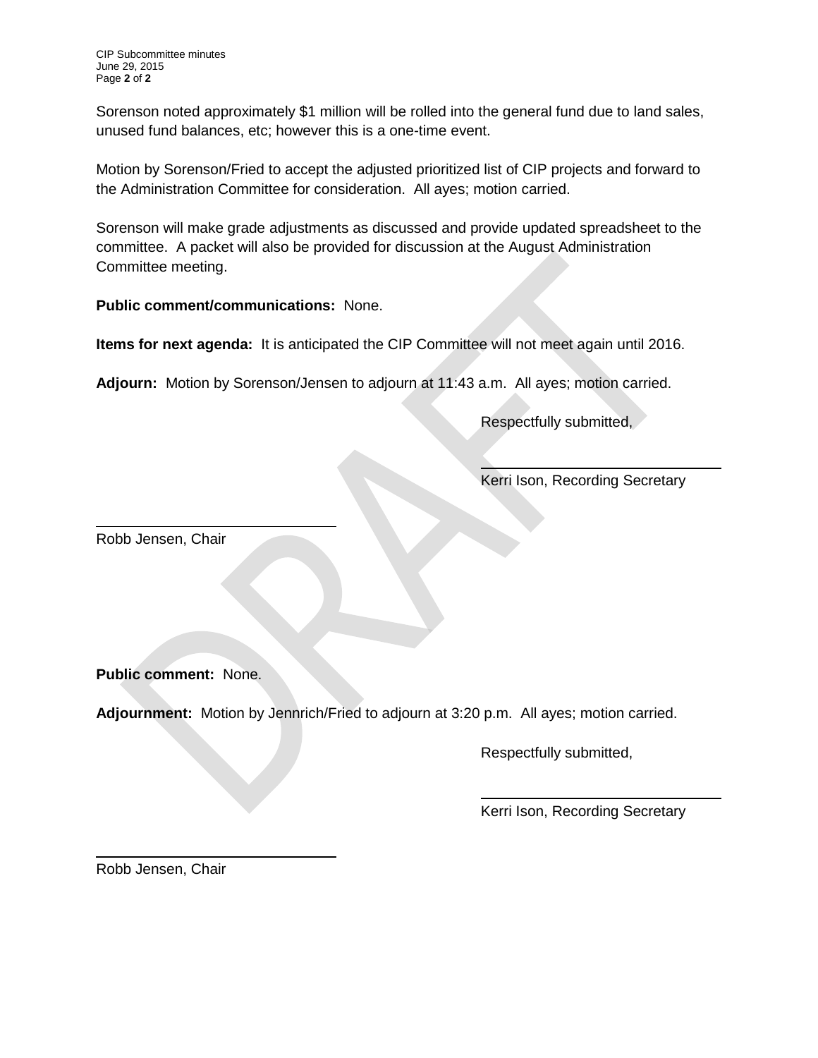Sorenson noted approximately $1 million will be rolled into the general fund due to land sales, unused fund balances, etc; however this is a one-time event.

Motion by Sorenson/Fried to accept the adjusted prioritized list of CIP projects and forward to the Administration Committee for consideration. All ayes; motion carried.

Sorenson will make grade adjustments as discussed and provide updated spreadsheet to the committee. A packet will also be provided for discussion at the August Administration Committee meeting.

**Public comment/communications:** None.

**Items for next agenda:** It is anticipated the CIP Committee will not meet again until 2016.

**Adjourn:** Motion by Sorenson/Jensen to adjourn at 11:43 a.m. All ayes; motion carried.

Respectfully submitted,

\_\_\_\_\_\_\_\_\_\_\_\_\_\_\_\_\_\_\_\_\_\_\_\_\_\_\_\_\_\_\_
Kerri Ison, Recording Secretary

\_\_\_\_\_\_\_\_\_\_\_\_\_\_\_\_\_\_\_\_\_\_\_\_\_\_\_\_\_\_\_
Robb Jensen, Chair

**Public comment:** None.

**Adjournment:** Motion by Jennrich/Fried to adjourn at 3:20 p.m. All ayes; motion carried.

Respectfully submitted,

\_\_\_\_\_\_\_\_\_\_\_\_\_\_\_\_\_\_\_\_\_\_\_\_\_\_\_\_\_\_\_
Kerri Ison, Recording Secretary

\_\_\_\_\_\_\_\_\_\_\_\_\_\_\_\_\_\_\_\_\_\_\_\_\_\_\_\_\_\_\_
Robb Jensen, Chair

DRAFT